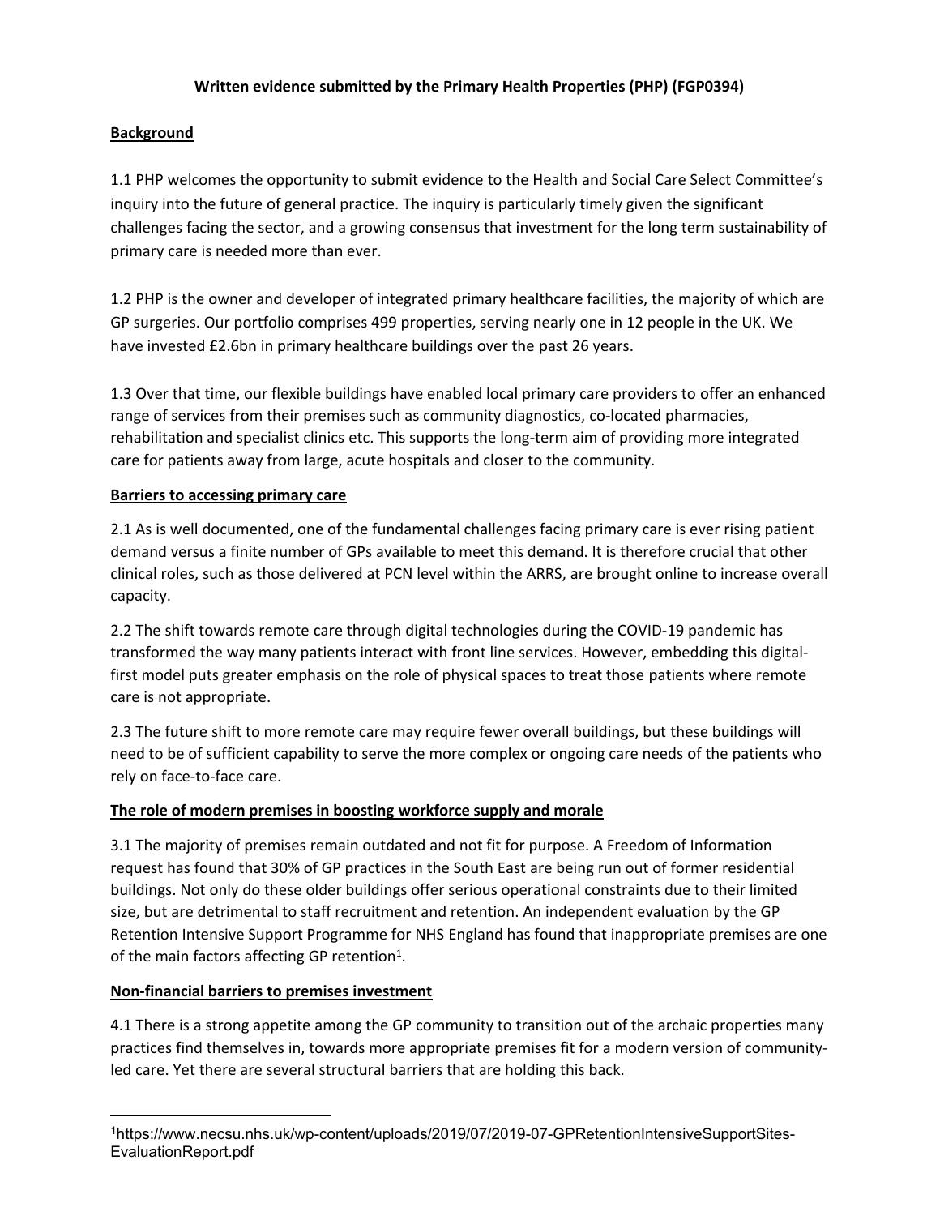**Written evidence submitted by the Primary Health Properties (PHP) (FGP0394)**

## Background

1.1 PHP welcomes the opportunity to submit evidence to the Health and Social Care Select Committee's inquiry into the future of general practice. The inquiry is particularly timely given the significant challenges facing the sector, and a growing consensus that investment for the long term sustainability of primary care is needed more than ever.

1.2 PHP is the owner and developer of integrated primary healthcare facilities, the majority of which are GP surgeries. Our portfolio comprises 499 properties, serving nearly one in 12 people in the UK. We have invested £2.6bn in primary healthcare buildings over the past 26 years.

1.3 Over that time, our flexible buildings have enabled local primary care providers to offer an enhanced range of services from their premises such as community diagnostics, co-located pharmacies, rehabilitation and specialist clinics etc. This supports the long-term aim of providing more integrated care for patients away from large, acute hospitals and closer to the community.

## Barriers to accessing primary care

2.1 As is well documented, one of the fundamental challenges facing primary care is ever rising patient demand versus a finite number of GPs available to meet this demand. It is therefore crucial that other clinical roles, such as those delivered at PCN level within the ARRS, are brought online to increase overall capacity.

2.2 The shift towards remote care through digital technologies during the COVID-19 pandemic has transformed the way many patients interact with front line services. However, embedding this digital-first model puts greater emphasis on the role of physical spaces to treat those patients where remote care is not appropriate.

2.3 The future shift to more remote care may require fewer overall buildings, but these buildings will need to be of sufficient capability to serve the more complex or ongoing care needs of the patients who rely on face-to-face care.

## The role of modern premises in boosting workforce supply and morale

3.1 The majority of premises remain outdated and not fit for purpose. A Freedom of Information request has found that 30% of GP practices in the South East are being run out of former residential buildings. Not only do these older buildings offer serious operational constraints due to their limited size, but are detrimental to staff recruitment and retention. An independent evaluation by the GP Retention Intensive Support Programme for NHS England has found that inappropriate premises are one of the main factors affecting GP retention[1].

## Non-financial barriers to premises investment

4.1 There is a strong appetite among the GP community to transition out of the archaic properties many practices find themselves in, towards more appropriate premises fit for a modern version of community-led care. Yet there are several structural barriers that are holding this back.

---

[1] https://www.necsu.nhs.uk/wp-content/uploads/2019/07/2019-07-GPRetentionIntensiveSupportSites-EvaluationReport.pdf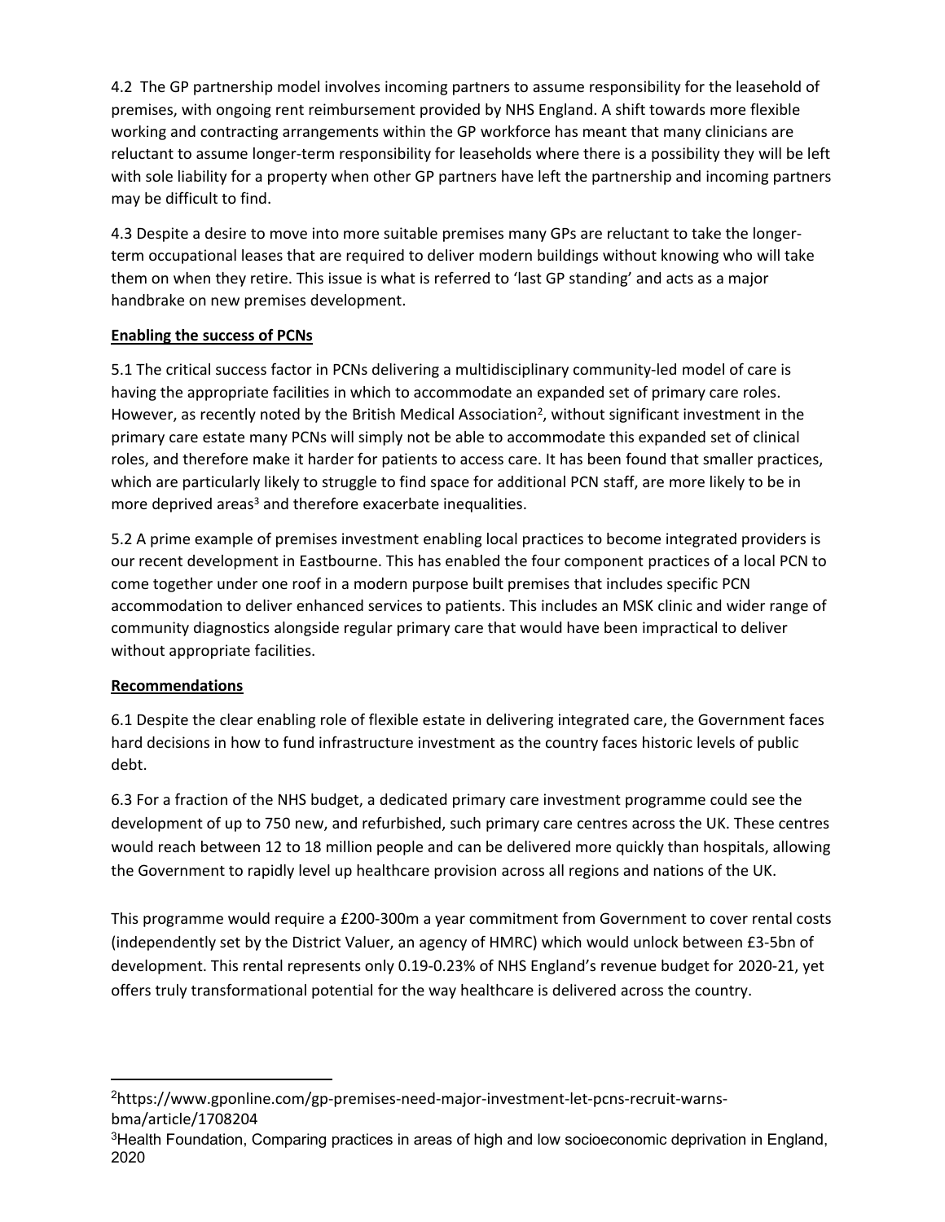4.2 The GP partnership model involves incoming partners to assume responsibility for the leasehold of premises, with ongoing rent reimbursement provided by NHS England. A shift towards more flexible working and contracting arrangements within the GP workforce has meant that many clinicians are reluctant to assume longer-term responsibility for leaseholds where there is a possibility they will be left with sole liability for a property when other GP partners have left the partnership and incoming partners may be difficult to find.

4.3 Despite a desire to move into more suitable premises many GPs are reluctant to take the longer-term occupational leases that are required to deliver modern buildings without knowing who will take them on when they retire. This issue is what is referred to 'last GP standing' and acts as a major handbrake on new premises development.

**Enabling the success of PCNs**

5.1 The critical success factor in PCNs delivering a multidisciplinary community-led model of care is having the appropriate facilities in which to accommodate an expanded set of primary care roles. However, as recently noted by the British Medical Association[2], without significant investment in the primary care estate many PCNs will simply not be able to accommodate this expanded set of clinical roles, and therefore make it harder for patients to access care. It has been found that smaller practices, which are particularly likely to struggle to find space for additional PCN staff, are more likely to be in more deprived areas[3] and therefore exacerbate inequalities.

5.2 A prime example of premises investment enabling local practices to become integrated providers is our recent development in Eastbourne. This has enabled the four component practices of a local PCN to come together under one roof in a modern purpose built premises that includes specific PCN accommodation to deliver enhanced services to patients. This includes an MSK clinic and wider range of community diagnostics alongside regular primary care that would have been impractical to deliver without appropriate facilities.

**Recommendations**

6.1 Despite the clear enabling role of flexible estate in delivering integrated care, the Government faces hard decisions in how to fund infrastructure investment as the country faces historic levels of public debt.

6.3 For a fraction of the NHS budget, a dedicated primary care investment programme could see the development of up to 750 new, and refurbished, such primary care centres across the UK. These centres would reach between 12 to 18 million people and can be delivered more quickly than hospitals, allowing the Government to rapidly level up healthcare provision across all regions and nations of the UK.

This programme would require a £200-300m a year commitment from Government to cover rental costs (independently set by the District Valuer, an agency of HMRC) which would unlock between £3-5bn of development. This rental represents only 0.19-0.23% of NHS England's revenue budget for 2020-21, yet offers truly transformational potential for the way healthcare is delivered across the country.

[2]https://www.gponline.com/gp-premises-need-major-investment-let-pcns-recruit-warns-bma/article/1708204

[3]Health Foundation, Comparing practices in areas of high and low socioeconomic deprivation in England, 2020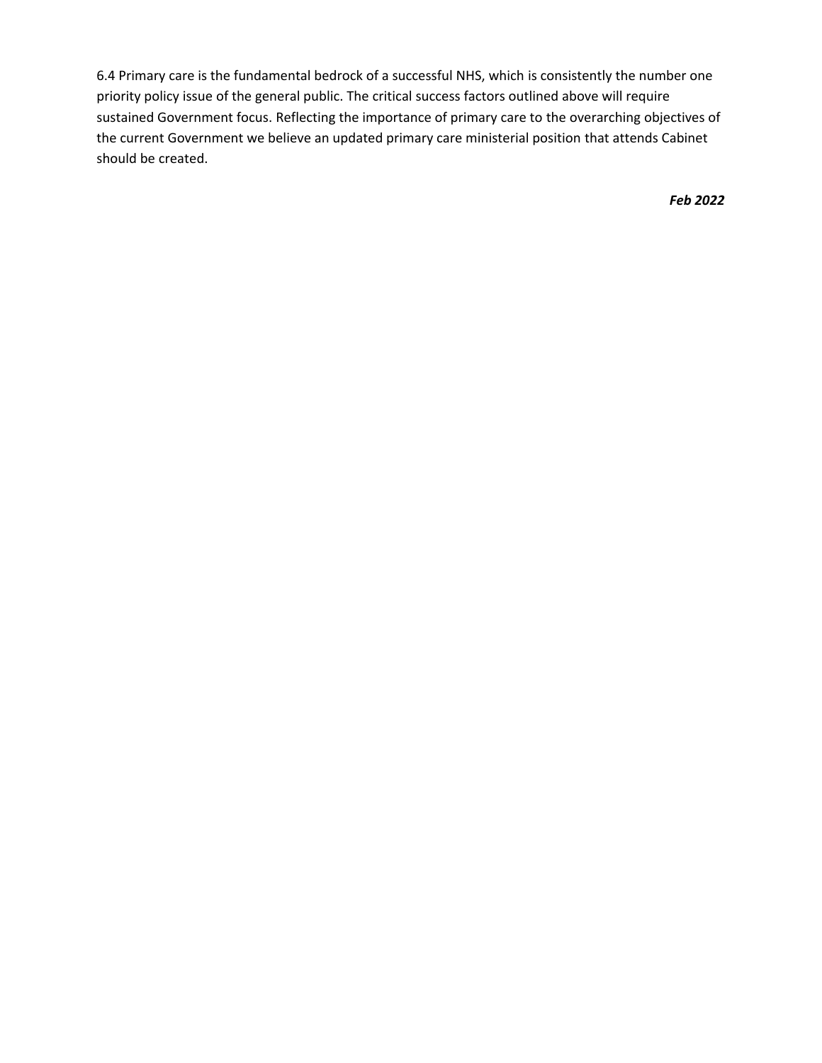6.4 Primary care is the fundamental bedrock of a successful NHS, which is consistently the number one priority policy issue of the general public. The critical success factors outlined above will require sustained Government focus. Reflecting the importance of primary care to the overarching objectives of the current Government we believe an updated primary care ministerial position that attends Cabinet should be created.

***Feb 2022***